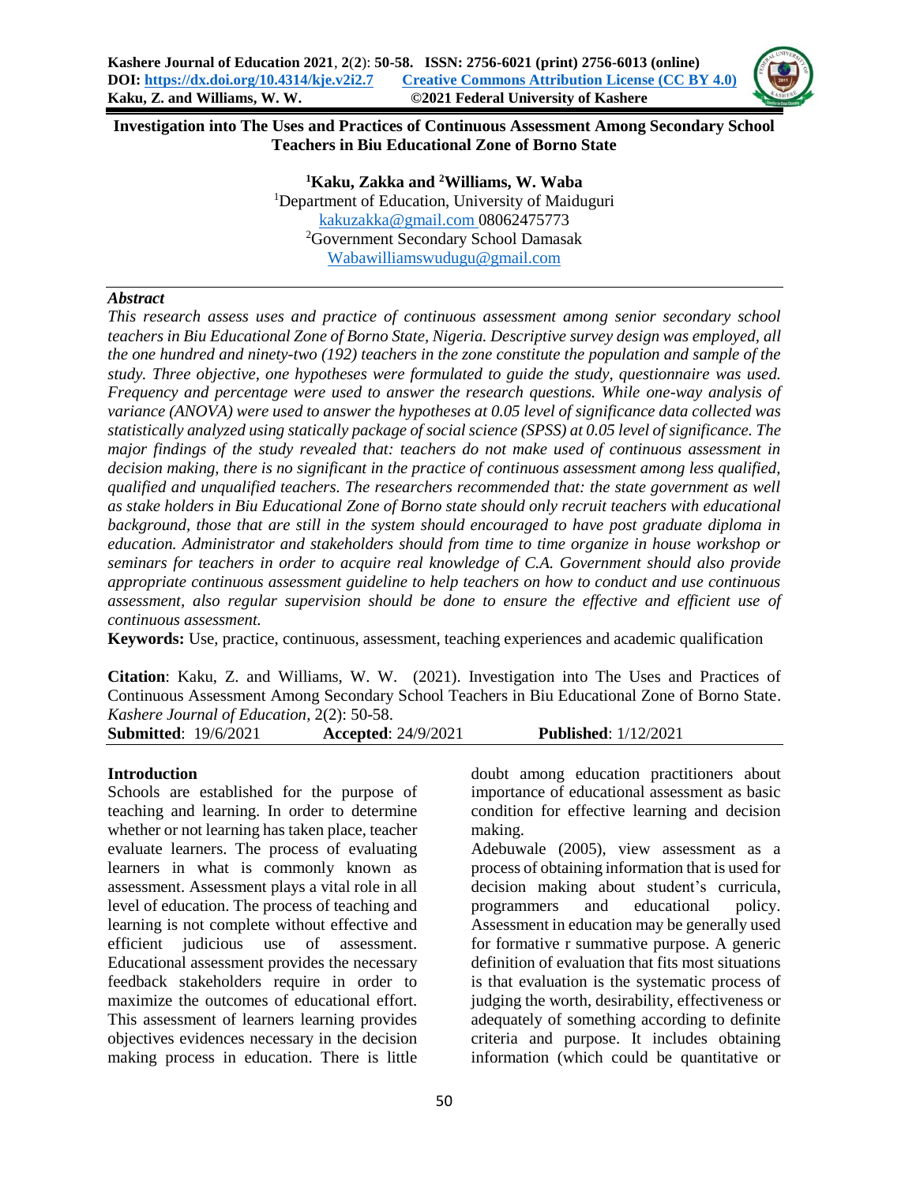# Investigation into The Uses and Practices of Continuous Assessment Among Secondary School Teachers in Biu Educational Zone of Borno State

**[1]Kaku, Zakka and [2]Williams, W. Waba**

[1]Department of Education, University of Maiduguri
kakuzakka@gmail.com 08062475773
[2]Government Secondary School Damasak
Wabawilliamswudugu@gmail.com

## *Abstract*

*This research assess uses and practice of continuous assessment among senior secondary school teachers in Biu Educational Zone of Borno State, Nigeria. Descriptive survey design was employed, all the one hundred and ninety-two (192) teachers in the zone constitute the population and sample of the study. Three objective, one hypotheses were formulated to guide the study, questionnaire was used. Frequency and percentage were used to answer the research questions. While one-way analysis of variance (ANOVA) were used to answer the hypotheses at 0.05 level of significance data collected was statistically analyzed using statically package of social science (SPSS) at 0.05 level of significance. The major findings of the study revealed that: teachers do not make used of continuous assessment in decision making, there is no significant in the practice of continuous assessment among less qualified, qualified and unqualified teachers. The researchers recommended that: the state government as well as stake holders in Biu Educational Zone of Borno state should only recruit teachers with educational background, those that are still in the system should encouraged to have post graduate diploma in education. Administrator and stakeholders should from time to time organize in house workshop or seminars for teachers in order to acquire real knowledge of C.A. Government should also provide appropriate continuous assessment guideline to help teachers on how to conduct and use continuous assessment, also regular supervision should be done to ensure the effective and efficient use of continuous assessment.*

**Keywords:** Use, practice, continuous, assessment, teaching experiences and academic qualification

**Citation**: Kaku, Z. and Williams, W. W. (2021). Investigation into The Uses and Practices of Continuous Assessment Among Secondary School Teachers in Biu Educational Zone of Borno State. *Kashere Journal of Education*, 2(2): 50-58.

**Submitted**: 19/6/2021 **Accepted**: 24/9/2021 **Published**: 1/12/2021

## Introduction

Schools are established for the purpose of teaching and learning. In order to determine whether or not learning has taken place, teacher evaluate learners. The process of evaluating learners in what is commonly known as assessment. Assessment plays a vital role in all level of education. The process of teaching and learning is not complete without effective and efficient judicious use of assessment. Educational assessment provides the necessary feedback stakeholders require in order to maximize the outcomes of educational effort. This assessment of learners learning provides objectives evidences necessary in the decision making process in education. There is little doubt among education practitioners about importance of educational assessment as basic condition for effective learning and decision making.

Adebuwale (2005), view assessment as a process of obtaining information that is used for decision making about student's curricula, programmers and educational policy. Assessment in education may be generally used for formative r summative purpose. A generic definition of evaluation that fits most situations is that evaluation is the systematic process of judging the worth, desirability, effectiveness or adequately of something according to definite criteria and purpose. It includes obtaining information (which could be quantitative or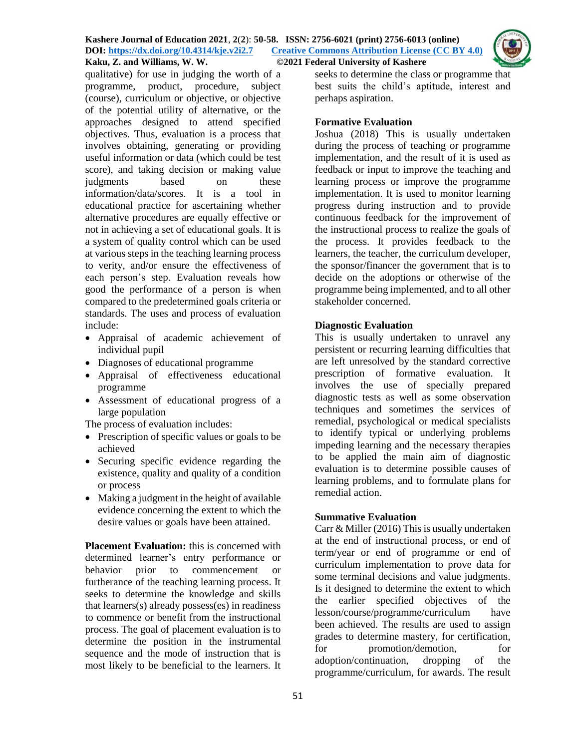qualitative) for use in judging the worth of a programme, product, procedure, subject (course), curriculum or objective, or objective of the potential utility of alternative, or the approaches designed to attend specified objectives. Thus, evaluation is a process that involves obtaining, generating or providing useful information or data (which could be test score), and taking decision or making value judgments based on these information/data/scores. It is a tool in educational practice for ascertaining whether alternative procedures are equally effective or not in achieving a set of educational goals. It is a system of quality control which can be used at various steps in the teaching learning process to verity, and/or ensure the effectiveness of each person's step. Evaluation reveals how good the performance of a person is when compared to the predetermined goals criteria or standards. The uses and process of evaluation include:

- Appraisal of academic achievement of individual pupil
- Diagnoses of educational programme
- Appraisal of effectiveness educational programme
- Assessment of educational progress of a large population

The process of evaluation includes:

- Prescription of specific values or goals to be achieved
- Securing specific evidence regarding the existence, quality and quality of a condition or process
- Making a judgment in the height of available evidence concerning the extent to which the desire values or goals have been attained.

**Placement Evaluation:** this is concerned with determined learner's entry performance or behavior prior to commencement or furtherance of the teaching learning process. It seeks to determine the knowledge and skills that learners(s) already possess(es) in readiness to commence or benefit from the instructional process. The goal of placement evaluation is to determine the position in the instrumental sequence and the mode of instruction that is most likely to be beneficial to the learners. It seeks to determine the class or programme that best suits the child's aptitude, interest and perhaps aspiration.

**Formative Evaluation**

Joshua (2018) This is usually undertaken during the process of teaching or programme implementation, and the result of it is used as feedback or input to improve the teaching and learning process or improve the programme implementation. It is used to monitor learning progress during instruction and to provide continuous feedback for the improvement of the instructional process to realize the goals of the process. It provides feedback to the learners, the teacher, the curriculum developer, the sponsor/financer the government that is to decide on the adoptions or otherwise of the programme being implemented, and to all other stakeholder concerned.

**Diagnostic Evaluation**

This is usually undertaken to unravel any persistent or recurring learning difficulties that are left unresolved by the standard corrective prescription of formative evaluation. It involves the use of specially prepared diagnostic tests as well as some observation techniques and sometimes the services of remedial, psychological or medical specialists to identify typical or underlying problems impeding learning and the necessary therapies to be applied the main aim of diagnostic evaluation is to determine possible causes of learning problems, and to formulate plans for remedial action.

**Summative Evaluation**

Carr & Miller (2016) This is usually undertaken at the end of instructional process, or end of term/year or end of programme or end of curriculum implementation to prove data for some terminal decisions and value judgments. Is it designed to determine the extent to which the earlier specified objectives of the lesson/course/programme/curriculum have been achieved. The results are used to assign grades to determine mastery, for certification, for promotion/demotion, for adoption/continuation, dropping of the programme/curriculum, for awards. The result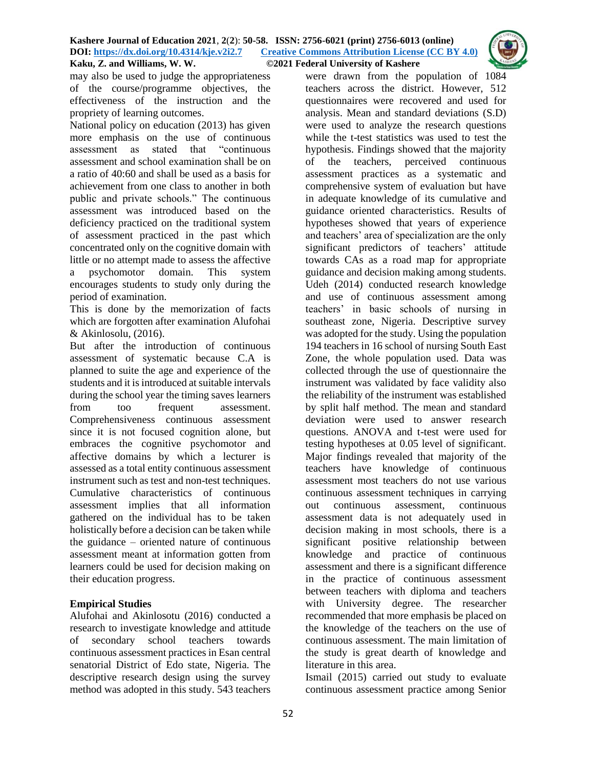may also be used to judge the appropriateness of the course/programme objectives, the effectiveness of the instruction and the propriety of learning outcomes.

National policy on education (2013) has given more emphasis on the use of continuous assessment as stated that "continuous assessment and school examination shall be on a ratio of 40:60 and shall be used as a basis for achievement from one class to another in both public and private schools." The continuous assessment was introduced based on the deficiency practiced on the traditional system of assessment practiced in the past which concentrated only on the cognitive domain with little or no attempt made to assess the affective a psychomotor domain. This system encourages students to study only during the period of examination.

This is done by the memorization of facts which are forgotten after examination Alufohai & Akinlosolu, (2016).

But after the introduction of continuous assessment of systematic because C.A is planned to suite the age and experience of the students and it is introduced at suitable intervals during the school year the timing saves learners from too frequent assessment. Comprehensiveness continuous assessment since it is not focused cognition alone, but embraces the cognitive psychomotor and affective domains by which a lecturer is assessed as a total entity continuous assessment instrument such as test and non-test techniques. Cumulative characteristics of continuous assessment implies that all information gathered on the individual has to be taken holistically before a decision can be taken while the guidance – oriented nature of continuous assessment meant at information gotten from learners could be used for decision making on their education progress.

## Empirical Studies

Alufohai and Akinlosotu (2016) conducted a research to investigate knowledge and attitude of secondary school teachers towards continuous assessment practices in Esan central senatorial District of Edo state, Nigeria. The descriptive research design using the survey method was adopted in this study. 543 teachers were drawn from the population of 1084 teachers across the district. However, 512 questionnaires were recovered and used for analysis. Mean and standard deviations (S.D) were used to analyze the research questions while the t-test statistics was used to test the hypothesis. Findings showed that the majority of the teachers, perceived continuous assessment practices as a systematic and comprehensive system of evaluation but have in adequate knowledge of its cumulative and guidance oriented characteristics. Results of hypotheses showed that years of experience and teachers' area of specialization are the only significant predictors of teachers' attitude towards CAs as a road map for appropriate guidance and decision making among students. Udeh (2014) conducted research knowledge and use of continuous assessment among teachers' in basic schools of nursing in southeast zone, Nigeria. Descriptive survey was adopted for the study. Using the population 194 teachers in 16 school of nursing South East Zone, the whole population used. Data was collected through the use of questionnaire the instrument was validated by face validity also the reliability of the instrument was established by split half method. The mean and standard deviation were used to answer research questions. ANOVA and t-test were used for testing hypotheses at 0.05 level of significant. Major findings revealed that majority of the teachers have knowledge of continuous assessment most teachers do not use various continuous assessment techniques in carrying out continuous assessment, continuous assessment data is not adequately used in decision making in most schools, there is a significant positive relationship between knowledge and practice of continuous assessment and there is a significant difference in the practice of continuous assessment between teachers with diploma and teachers with University degree. The researcher recommended that more emphasis be placed on the knowledge of the teachers on the use of continuous assessment. The main limitation of the study is great dearth of knowledge and literature in this area.

Ismail (2015) carried out study to evaluate continuous assessment practice among Senior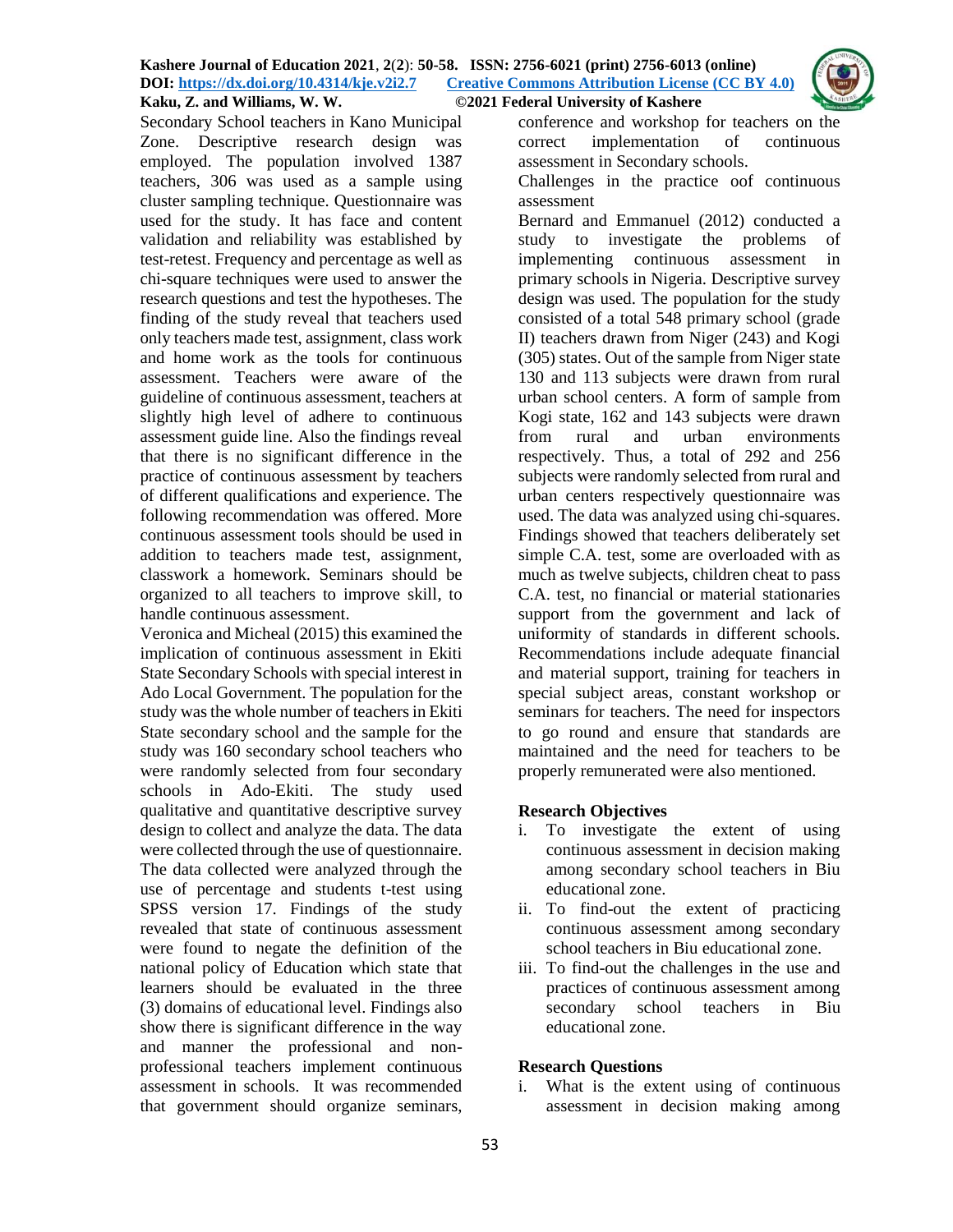Secondary School teachers in Kano Municipal Zone. Descriptive research design was employed. The population involved 1387 teachers, 306 was used as a sample using cluster sampling technique. Questionnaire was used for the study. It has face and content validation and reliability was established by test-retest. Frequency and percentage as well as chi-square techniques were used to answer the research questions and test the hypotheses. The finding of the study reveal that teachers used only teachers made test, assignment, class work and home work as the tools for continuous assessment. Teachers were aware of the guideline of continuous assessment, teachers at slightly high level of adhere to continuous assessment guide line. Also the findings reveal that there is no significant difference in the practice of continuous assessment by teachers of different qualifications and experience. The following recommendation was offered. More continuous assessment tools should be used in addition to teachers made test, assignment, classwork a homework. Seminars should be organized to all teachers to improve skill, to handle continuous assessment.

Veronica and Micheal (2015) this examined the implication of continuous assessment in Ekiti State Secondary Schools with special interest in Ado Local Government. The population for the study was the whole number of teachers in Ekiti State secondary school and the sample for the study was 160 secondary school teachers who were randomly selected from four secondary schools in Ado-Ekiti. The study used qualitative and quantitative descriptive survey design to collect and analyze the data. The data were collected through the use of questionnaire. The data collected were analyzed through the use of percentage and students t-test using SPSS version 17. Findings of the study revealed that state of continuous assessment were found to negate the definition of the national policy of Education which state that learners should be evaluated in the three (3) domains of educational level. Findings also show there is significant difference in the way and manner the professional and non-professional teachers implement continuous assessment in schools. It was recommended that government should organize seminars, conference and workshop for teachers on the correct implementation of continuous assessment in Secondary schools.

Challenges in the practice oof continuous assessment

Bernard and Emmanuel (2012) conducted a study to investigate the problems of implementing continuous assessment in primary schools in Nigeria. Descriptive survey design was used. The population for the study consisted of a total 548 primary school (grade II) teachers drawn from Niger (243) and Kogi (305) states. Out of the sample from Niger state 130 and 113 subjects were drawn from rural urban school centers. A form of sample from Kogi state, 162 and 143 subjects were drawn from rural and urban environments respectively. Thus, a total of 292 and 256 subjects were randomly selected from rural and urban centers respectively questionnaire was used. The data was analyzed using chi-squares. Findings showed that teachers deliberately set simple C.A. test, some are overloaded with as much as twelve subjects, children cheat to pass C.A. test, no financial or material stationaries support from the government and lack of uniformity of standards in different schools. Recommendations include adequate financial and material support, training for teachers in special subject areas, constant workshop or seminars for teachers. The need for inspectors to go round and ensure that standards are maintained and the need for teachers to be properly remunerated were also mentioned.

## Research Objectives

i. To investigate the extent of using continuous assessment in decision making among secondary school teachers in Biu educational zone.
ii. To find-out the extent of practicing continuous assessment among secondary school teachers in Biu educational zone.
iii. To find-out the challenges in the use and practices of continuous assessment among secondary school teachers in Biu educational zone.

## Research Questions

i. What is the extent using of continuous assessment in decision making among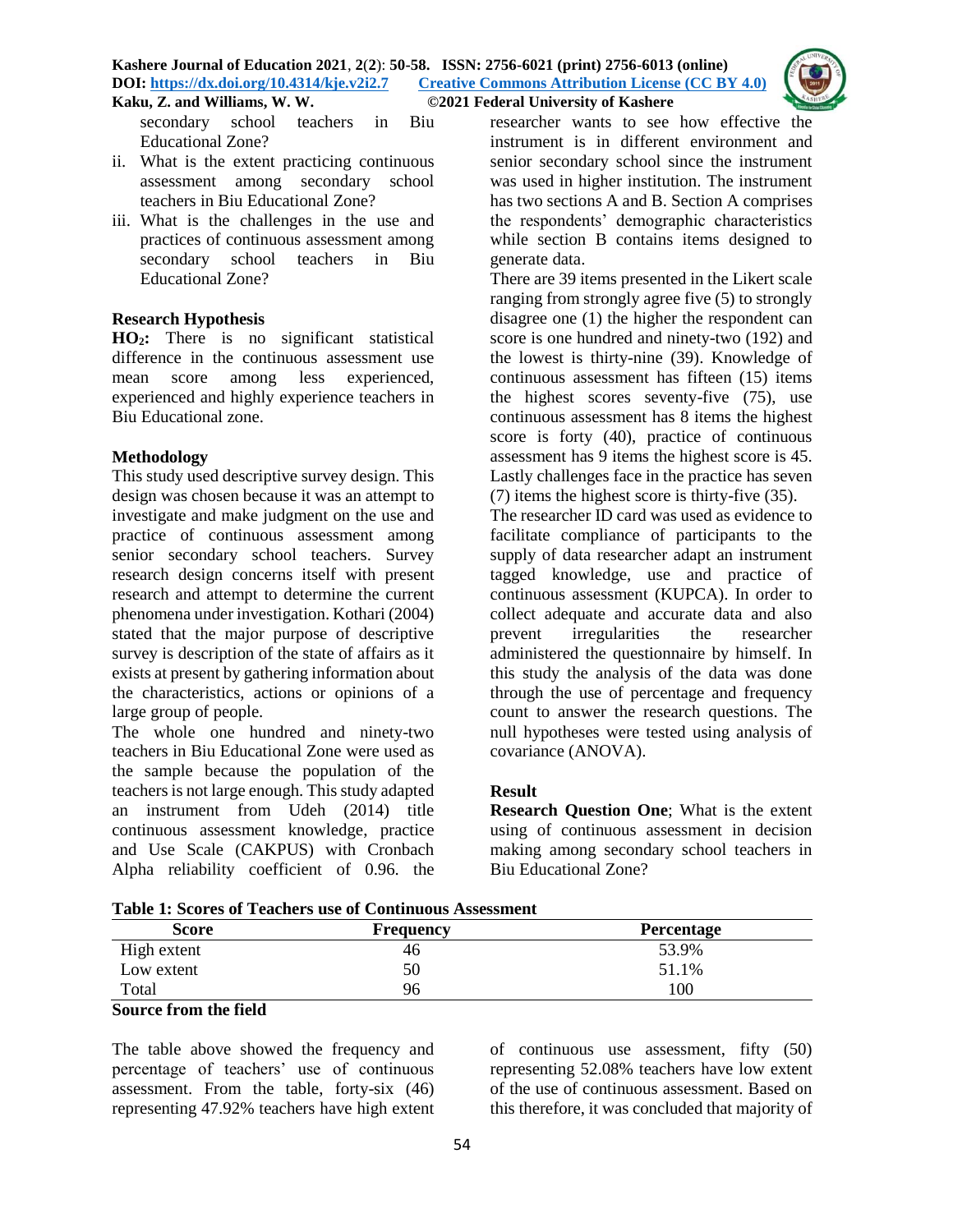secondary school teachers in Biu Educational Zone?

ii. What is the extent practicing continuous assessment among secondary school teachers in Biu Educational Zone?

iii. What is the challenges in the use and practices of continuous assessment among secondary school teachers in Biu Educational Zone?

### Research Hypothesis

**HO$_2$:** There is no significant statistical difference in the continuous assessment use mean score among less experienced, experienced and highly experience teachers in Biu Educational zone.

### Methodology

This study used descriptive survey design. This design was chosen because it was an attempt to investigate and make judgment on the use and practice of continuous assessment among senior secondary school teachers. Survey research design concerns itself with present research and attempt to determine the current phenomena under investigation. Kothari (2004) stated that the major purpose of descriptive survey is description of the state of affairs as it exists at present by gathering information about the characteristics, actions or opinions of a large group of people.

The whole one hundred and ninety-two teachers in Biu Educational Zone were used as the sample because the population of the teachers is not large enough. This study adapted an instrument from Udeh (2014) title continuous assessment knowledge, practice and Use Scale (CAKPUS) with Cronbach Alpha reliability coefficient of 0.96. the researcher wants to see how effective the instrument is in different environment and senior secondary school since the instrument was used in higher institution. The instrument has two sections A and B. Section A comprises the respondents' demographic characteristics while section B contains items designed to generate data.

There are 39 items presented in the Likert scale ranging from strongly agree five (5) to strongly disagree one (1) the higher the respondent can score is one hundred and ninety-two (192) and the lowest is thirty-nine (39). Knowledge of continuous assessment has fifteen (15) items the highest scores seventy-five (75), use continuous assessment has 8 items the highest score is forty (40), practice of continuous assessment has 9 items the highest score is 45. Lastly challenges face in the practice has seven (7) items the highest score is thirty-five (35).

The researcher ID card was used as evidence to facilitate compliance of participants to the supply of data researcher adapt an instrument tagged knowledge, use and practice of continuous assessment (KUPCA). In order to collect adequate and accurate data and also prevent irregularities the researcher administered the questionnaire by himself. In this study the analysis of the data was done through the use of percentage and frequency count to answer the research questions. The null hypotheses were tested using analysis of covariance (ANOVA).

### Result

**Research Question One**; What is the extent using of continuous assessment in decision making among secondary school teachers in Biu Educational Zone?

**Table 1: Scores of Teachers use of Continuous Assessment**

| Score | Frequency | Percentage |
|---|---|---|
| High extent | 46 | 53.9% |
| Low extent | 50 | 51.1% |
| Total | 96 | 100 |

**Source from the field**

The table above showed the frequency and percentage of teachers' use of continuous assessment. From the table, forty-six (46) representing 47.92% teachers have high extent of continuous use assessment, fifty (50) representing 52.08% teachers have low extent of the use of continuous assessment. Based on this therefore, it was concluded that majority of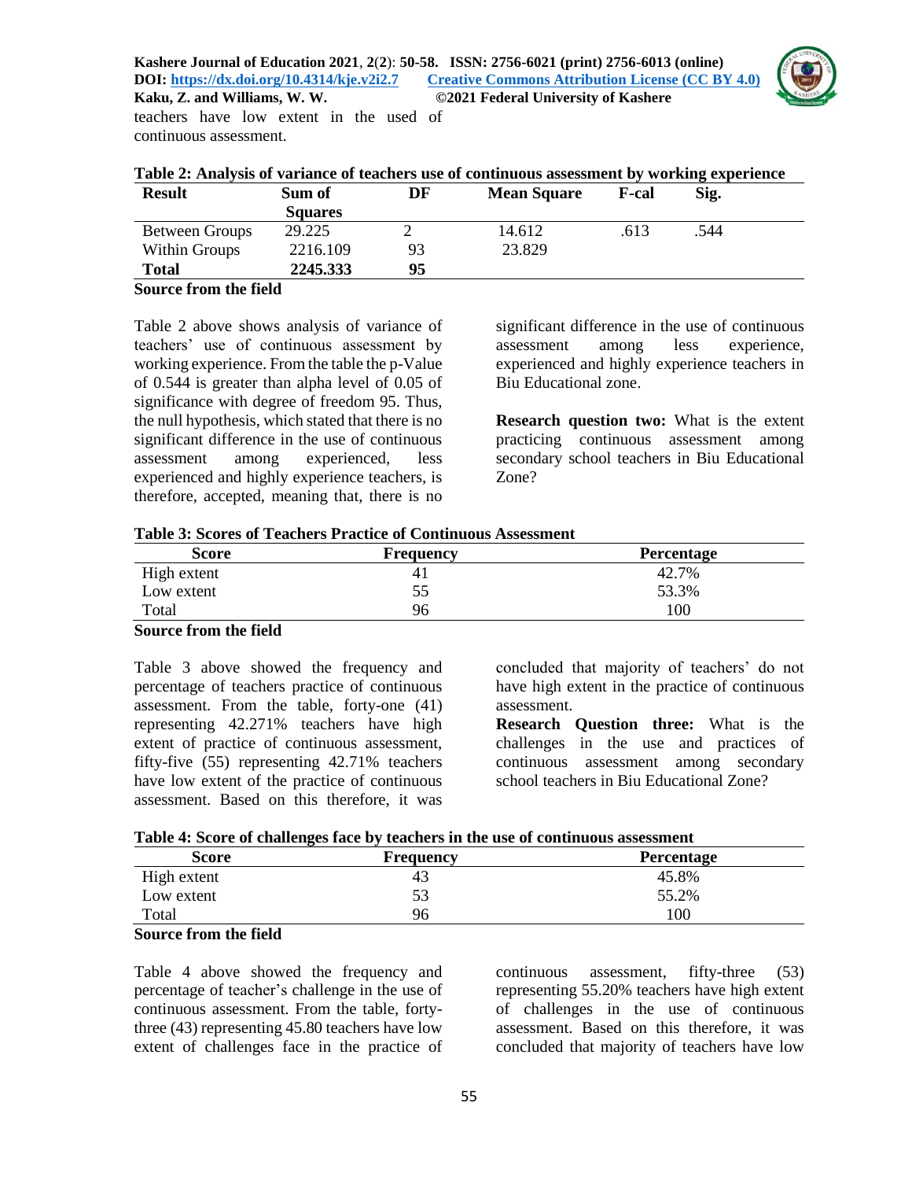teachers have low extent in the used of continuous assessment.

**Table 2: Analysis of variance of teachers use of continuous assessment by working experience**

| Result | Sum of Squares | DF | Mean Square | F-cal | Sig. |
|---|---|---|---|---|---|
| Between Groups | 29.225 | 2 | 14.612 | .613 | .544 |
| Within Groups | 2216.109 | 93 | 23.829 | | |
| **Total** | **2245.333** | **95** | | | |

**Source from the field**

Table 2 above shows analysis of variance of teachers' use of continuous assessment by working experience. From the table the p-Value of 0.544 is greater than alpha level of 0.05 of significance with degree of freedom 95. Thus, the null hypothesis, which stated that there is no significant difference in the use of continuous assessment among experienced, less experienced and highly experience teachers, is therefore, accepted, meaning that, there is no significant difference in the use of continuous assessment among less experience, experienced and highly experience teachers in Biu Educational zone.

**Research question two:** What is the extent practicing continuous assessment among secondary school teachers in Biu Educational Zone?

**Table 3: Scores of Teachers Practice of Continuous Assessment**

| Score | Frequency | Percentage |
|---|---|---|
| High extent | 41 | 42.7% |
| Low extent | 55 | 53.3% |
| Total | 96 | 100 |

**Source from the field**

Table 3 above showed the frequency and percentage of teachers practice of continuous assessment. From the table, forty-one (41) representing 42.271% teachers have high extent of practice of continuous assessment, fifty-five (55) representing 42.71% teachers have low extent of the practice of continuous assessment. Based on this therefore, it was concluded that majority of teachers' do not have high extent in the practice of continuous assessment.

**Research Question three:** What is the challenges in the use and practices of continuous assessment among secondary school teachers in Biu Educational Zone?

**Table 4: Score of challenges face by teachers in the use of continuous assessment**

| Score | Frequency | Percentage |
|---|---|---|
| High extent | 43 | 45.8% |
| Low extent | 53 | 55.2% |
| Total | 96 | 100 |

**Source from the field**

Table 4 above showed the frequency and percentage of teacher's challenge in the use of continuous assessment. From the table, forty-three (43) representing 45.80 teachers have low extent of challenges face in the practice of continuous assessment, fifty-three (53) representing 55.20% teachers have high extent of challenges in the use of continuous assessment. Based on this therefore, it was concluded that majority of teachers have low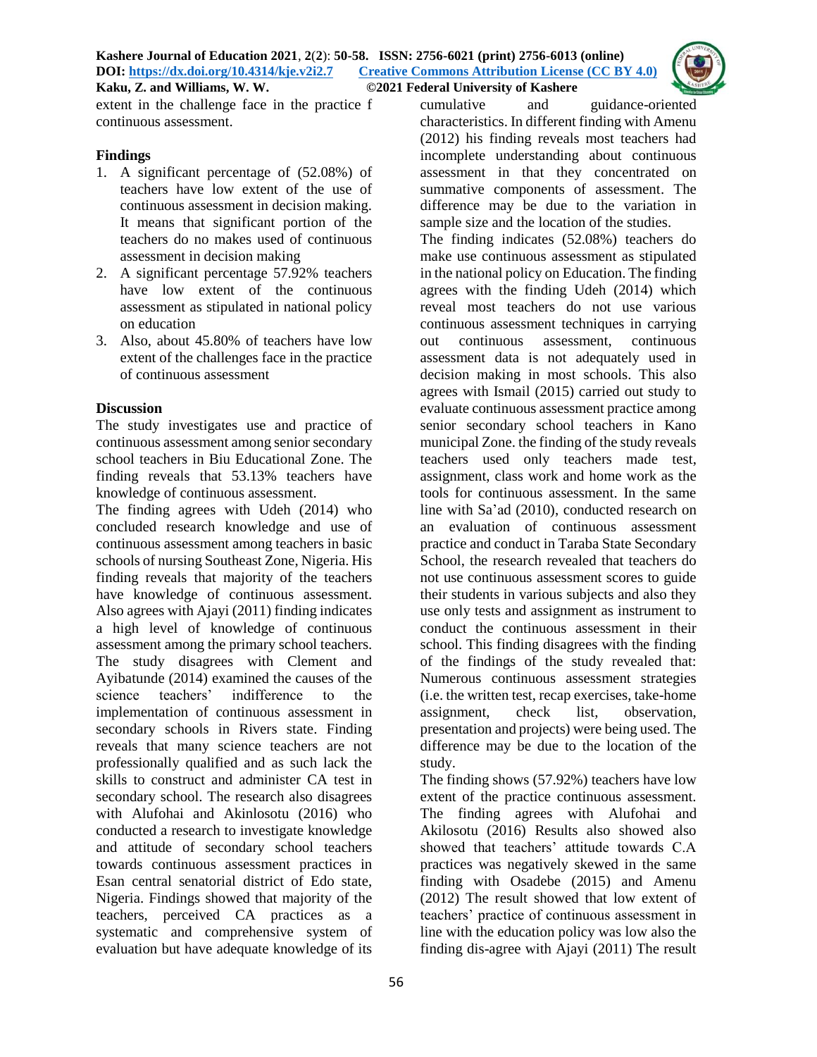extent in the challenge face in the practice f continuous assessment.

## Findings

1. A significant percentage of (52.08%) of teachers have low extent of the use of continuous assessment in decision making. It means that significant portion of the teachers do no makes used of continuous assessment in decision making
2. A significant percentage 57.92% teachers have low extent of the continuous assessment as stipulated in national policy on education
3. Also, about 45.80% of teachers have low extent of the challenges face in the practice of continuous assessment

## Discussion

The study investigates use and practice of continuous assessment among senior secondary school teachers in Biu Educational Zone. The finding reveals that 53.13% teachers have knowledge of continuous assessment.

The finding agrees with Udeh (2014) who concluded research knowledge and use of continuous assessment among teachers in basic schools of nursing Southeast Zone, Nigeria. His finding reveals that majority of the teachers have knowledge of continuous assessment. Also agrees with Ajayi (2011) finding indicates a high level of knowledge of continuous assessment among the primary school teachers. The study disagrees with Clement and Ayibatunde (2014) examined the causes of the science teachers' indifference to the implementation of continuous assessment in secondary schools in Rivers state. Finding reveals that many science teachers are not professionally qualified and as such lack the skills to construct and administer CA test in secondary school. The research also disagrees with Alufohai and Akinlosotu (2016) who conducted a research to investigate knowledge and attitude of secondary school teachers towards continuous assessment practices in Esan central senatorial district of Edo state, Nigeria. Findings showed that majority of the teachers, perceived CA practices as a systematic and comprehensive system of evaluation but have adequate knowledge of its cumulative and guidance-oriented characteristics. In different finding with Amenu (2012) his finding reveals most teachers had incomplete understanding about continuous assessment in that they concentrated on summative components of assessment. The difference may be due to the variation in sample size and the location of the studies.

The finding indicates (52.08%) teachers do make use continuous assessment as stipulated in the national policy on Education. The finding agrees with the finding Udeh (2014) which reveal most teachers do not use various continuous assessment techniques in carrying out continuous assessment, continuous assessment data is not adequately used in decision making in most schools. This also agrees with Ismail (2015) carried out study to evaluate continuous assessment practice among senior secondary school teachers in Kano municipal Zone. the finding of the study reveals teachers used only teachers made test, assignment, class work and home work as the tools for continuous assessment. In the same line with Sa'ad (2010), conducted research on an evaluation of continuous assessment practice and conduct in Taraba State Secondary School, the research revealed that teachers do not use continuous assessment scores to guide their students in various subjects and also they use only tests and assignment as instrument to conduct the continuous assessment in their school. This finding disagrees with the finding of the findings of the study revealed that: Numerous continuous assessment strategies (i.e. the written test, recap exercises, take-home assignment, check list, observation, presentation and projects) were being used. The difference may be due to the location of the study.

The finding shows (57.92%) teachers have low extent of the practice continuous assessment. The finding agrees with Alufohai and Akilosotu (2016) Results also showed also showed that teachers' attitude towards C.A practices was negatively skewed in the same finding with Osadebe (2015) and Amenu (2012) The result showed that low extent of teachers' practice of continuous assessment in line with the education policy was low also the finding dis-agree with Ajayi (2011) The result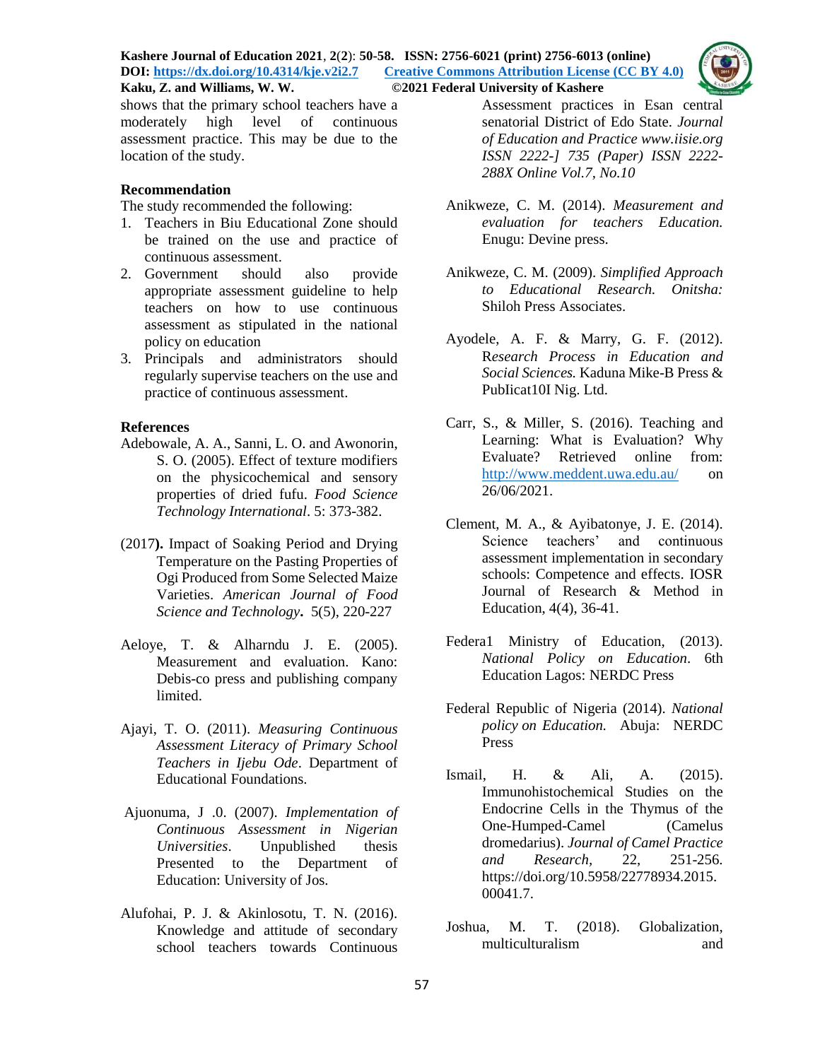shows that the primary school teachers have a moderately high level of continuous assessment practice. This may be due to the location of the study.

### Recommendation

The study recommended the following:

1. Teachers in Biu Educational Zone should be trained on the use and practice of continuous assessment.
2. Government should also provide appropriate assessment guideline to help teachers on how to use continuous assessment as stipulated in the national policy on education
3. Principals and administrators should regularly supervise teachers on the use and practice of continuous assessment.

### References

Adebowale, A. A., Sanni, L. O. and Awonorin, S. O. (2005). Effect of texture modifiers on the physicochemical and sensory properties of dried fufu. *Food Science Technology International*. 5: 373-382.

(2017**).** Impact of Soaking Period and Drying Temperature on the Pasting Properties of Ogi Produced from Some Selected Maize Varieties. *American Journal of Food Science and Technology***.** 5(5), 220-227

Aeloye, T. & Alharndu J. E. (2005). Measurement and evaluation. Kano: Debis-co press and publishing company limited.

Ajayi, T. O. (2011). *Measuring Continuous Assessment Literacy of Primary School Teachers in Ijebu Ode*. Department of Educational Foundations.

Ajuonuma, J .0. (2007). *Implementation of Continuous Assessment in Nigerian Universities*. Unpublished thesis Presented to the Department of Education: University of Jos.

Alufohai, P. J. & Akinlosotu, T. N. (2016). Knowledge and attitude of secondary school teachers towards Continuous Assessment practices in Esan central senatorial District of Edo State. *Journal of Education and Practice www.iisie.org ISSN 2222-] 735 (Paper) ISSN 2222-288X Online Vol.7, No.10*

Anikweze, C. M. (2014). *Measurement and evaluation for teachers Education.* Enugu: Devine press.

Anikweze, C. M. (2009). *Simplified Approach to Educational Research. Onitsha:* Shiloh Press Associates.

Ayodele, A. F. & Marry, G. F. (2012). R*esearch Process in Education and Social Sciences.* Kaduna Mike-B Press & PubIicat10I Nig. Ltd.

Carr, S., & Miller, S. (2016). Teaching and Learning: What is Evaluation? Why Evaluate? Retrieved online from: http://www.meddent.uwa.edu.au/ on 26/06/2021.

Clement, M. A., & Ayibatonye, J. E. (2014). Science teachers' and continuous assessment implementation in secondary schools: Competence and effects. IOSR Journal of Research & Method in Education, 4(4), 36-41.

Federa1 Ministry of Education, (2013). *National Policy on Education*. 6th Education Lagos: NERDC Press

Federal Republic of Nigeria (2014). *National policy on Education.* Abuja: NERDC Press

Ismail, H. & Ali, A. (2015). Immunohistochemical Studies on the Endocrine Cells in the Thymus of the One-Humped-Camel (Camelus dromedarius). *Journal of Camel Practice and Research,* 22, 251-256. https://doi.org/10.5958/22778934.2015.00041.7.

Joshua, M. T. (2018). Globalization, multiculturalism and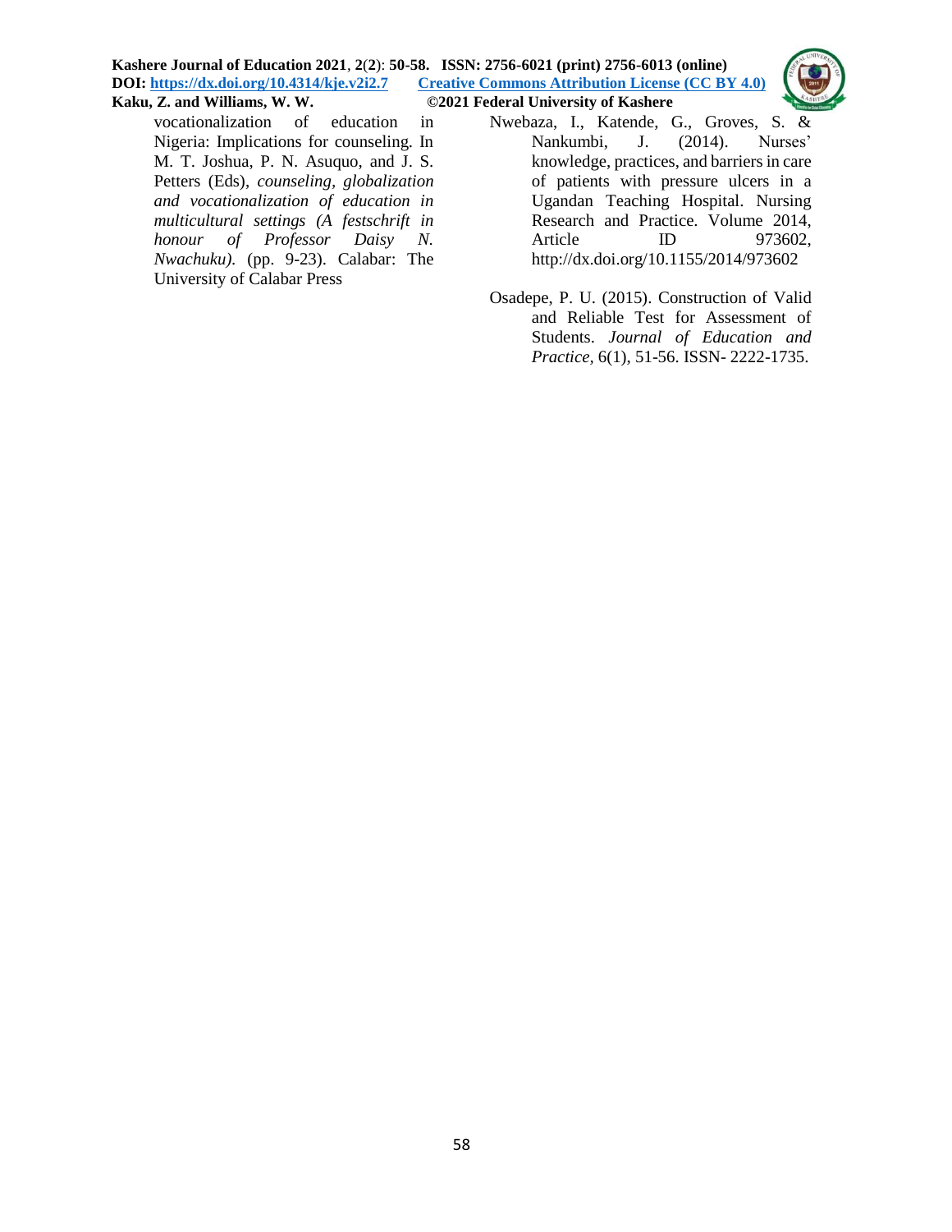vocationalization of education in Nigeria: Implications for counseling. In M. T. Joshua, P. N. Asuquo, and J. S. Petters (Eds), *counseling, globalization and vocationalization of education in multicultural settings (A festschrift in honour of Professor Daisy N. Nwachuku).* (pp. 9-23). Calabar: The University of Calabar Press

Nwebaza, I., Katende, G., Groves, S. & Nankumbi, J. (2014). Nurses' knowledge, practices, and barriers in care of patients with pressure ulcers in a Ugandan Teaching Hospital. Nursing Research and Practice. Volume 2014, Article ID 973602, http://dx.doi.org/10.1155/2014/973602

Osadepe, P. U. (2015). Construction of Valid and Reliable Test for Assessment of Students. *Journal of Education and Practice,* 6(1), 51-56. ISSN- 2222-1735.